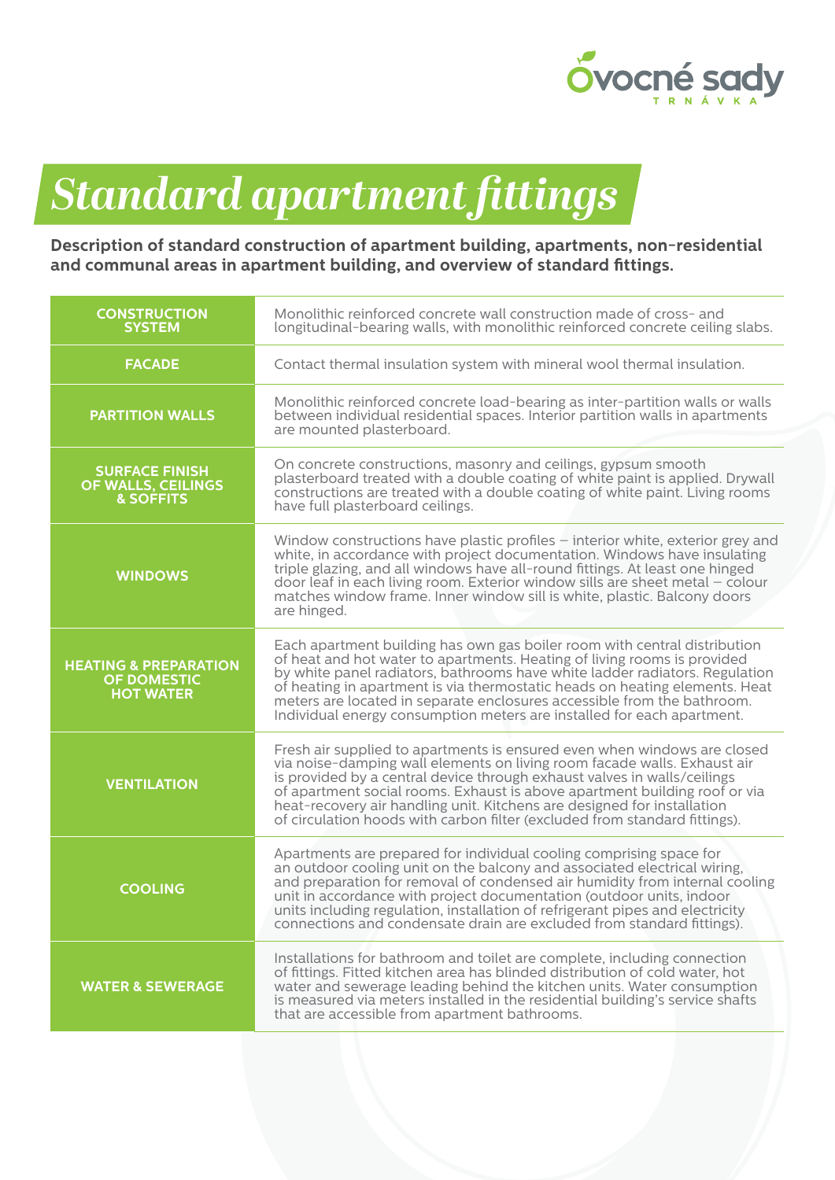# Standard apartment fittings

**Description of standard construction of apartment building, apartments, non-residential and communal areas in apartment building, and overview of standard fittings.**

| | |
|---|---|
| **CONSTRUCTION SYSTEM** | Monolithic reinforced concrete wall construction made of cross- and longitudinal-bearing walls, with monolithic reinforced concrete ceiling slabs. |
| **FACADE** | Contact thermal insulation system with mineral wool thermal insulation. |
| **PARTITION WALLS** | Monolithic reinforced concrete load-bearing as inter-partition walls or walls between individual residential spaces. Interior partition walls in apartments are mounted plasterboard. |
| **SURFACE FINISH OF WALLS, CEILINGS & SOFFITS** | On concrete constructions, masonry and ceilings, gypsum smooth plasterboard treated with a double coating of white paint is applied. Drywall constructions are treated with a double coating of white paint. Living rooms have full plasterboard ceilings. |
| **WINDOWS** | Window constructions have plastic profiles – interior white, exterior grey and white, in accordance with project documentation. Windows have insulating triple glazing, and all windows have all-round fittings. At least one hinged door leaf in each living room. Exterior window sills are sheet metal – colour matches window frame. Inner window sill is white, plastic. Balcony doors are hinged. |
| **HEATING & PREPARATION OF DOMESTIC HOT WATER** | Each apartment building has own gas boiler room with central distribution of heat and hot water to apartments. Heating of living rooms is provided by white panel radiators, bathrooms have white ladder radiators. Regulation of heating in apartment is via thermostatic heads on heating elements. Heat meters are located in separate enclosures accessible from the bathroom. Individual energy consumption meters are installed for each apartment. |
| **VENTILATION** | Fresh air supplied to apartments is ensured even when windows are closed via noise-damping wall elements on living room facade walls. Exhaust air is provided by a central device through exhaust valves in walls/ceilings of apartment social rooms. Exhaust is above apartment building roof or via heat-recovery air handling unit. Kitchens are designed for installation of circulation hoods with carbon filter (excluded from standard fittings). |
| **COOLING** | Apartments are prepared for individual cooling comprising space for an outdoor cooling unit on the balcony and associated electrical wiring, and preparation for removal of condensed air humidity from internal cooling unit in accordance with project documentation (outdoor units, indoor units including regulation, installation of refrigerant pipes and electricity connections and condensate drain are excluded from standard fittings). |
| **WATER & SEWERAGE** | Installations for bathroom and toilet are complete, including connection of fittings. Fitted kitchen area has blinded distribution of cold water, hot water and sewerage leading behind the kitchen units. Water consumption is measured via meters installed in the residential building's service shafts that are accessible from apartment bathrooms. |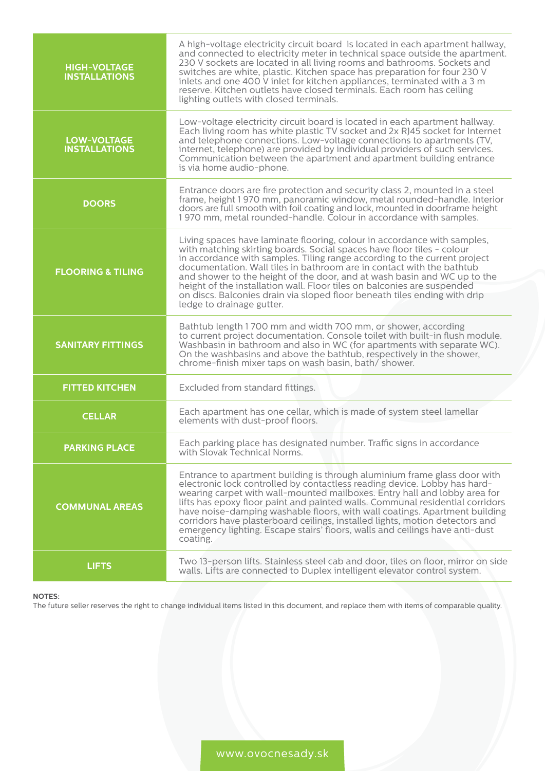| | |
|---|---|
| **HIGH-VOLTAGE INSTALLATIONS** | A high-voltage electricity circuit board is located in each apartment hallway, and connected to electricity meter in technical space outside the apartment. 230 V sockets are located in all living rooms and bathrooms. Sockets and switches are white, plastic. Kitchen space has preparation for four 230 V inlets and one 400 V inlet for kitchen appliances, terminated with a 3 m reserve. Kitchen outlets have closed terminals. Each room has ceiling lighting outlets with closed terminals. |
| **LOW-VOLTAGE INSTALLATIONS** | Low-voltage electricity circuit board is located in each apartment hallway. Each living room has white plastic TV socket and 2x RJ45 socket for Internet and telephone connections. Low-voltage connections to apartments (TV, internet, telephone) are provided by individual providers of such services. Communication between the apartment and apartment building entrance is via home audio-phone. |
| **DOORS** | Entrance doors are fire protection and security class 2, mounted in a steel frame, height 1 970 mm, panoramic window, metal rounded-handle. Interior doors are full smooth with foil coating and lock, mounted in doorframe height 1 970 mm, metal rounded-handle. Colour in accordance with samples. |
| **FLOORING & TILING** | Living spaces have laminate flooring, colour in accordance with samples, with matching skirting boards. Social spaces have floor tiles - colour in accordance with samples. Tiling range according to the current project documentation. Wall tiles in bathroom are in contact with the bathtub and shower to the height of the door, and at wash basin and WC up to the height of the installation wall. Floor tiles on balconies are suspended on discs. Balconies drain via sloped floor beneath tiles ending with drip ledge to drainage gutter. |
| **SANITARY FITTINGS** | Bathtub length 1 700 mm and width 700 mm, or shower, according to current project documentation. Console toilet with built-in flush module. Washbasin in bathroom and also in WC (for apartments with separate WC). On the washbasins and above the bathtub, respectively in the shower, chrome-finish mixer taps on wash basin, bath/ shower. |
| **FITTED KITCHEN** | Excluded from standard fittings. |
| **CELLAR** | Each apartment has one cellar, which is made of system steel lamellar elements with dust-proof floors. |
| **PARKING PLACE** | Each parking place has designated number. Traffic signs in accordance with Slovak Technical Norms. |
| **COMMUNAL AREAS** | Entrance to apartment building is through aluminium frame glass door with electronic lock controlled by contactless reading device. Lobby has hard-wearing carpet with wall-mounted mailboxes. Entry hall and lobby area for lifts has epoxy floor paint and painted walls. Communal residential corridors have noise-damping washable floors, with wall coatings. Apartment building corridors have plasterboard ceilings, installed lights, motion detectors and emergency lighting. Escape stairs' floors, walls and ceilings have anti-dust coating. |
| **LIFTS** | Two 13-person lifts. Stainless steel cab and door, tiles on floor, mirror on side walls. Lifts are connected to Duplex intelligent elevator control system. |

**NOTES:**
The future seller reserves the right to change individual items listed in this document, and replace them with items of comparable quality.

www.ovocnesady.sk